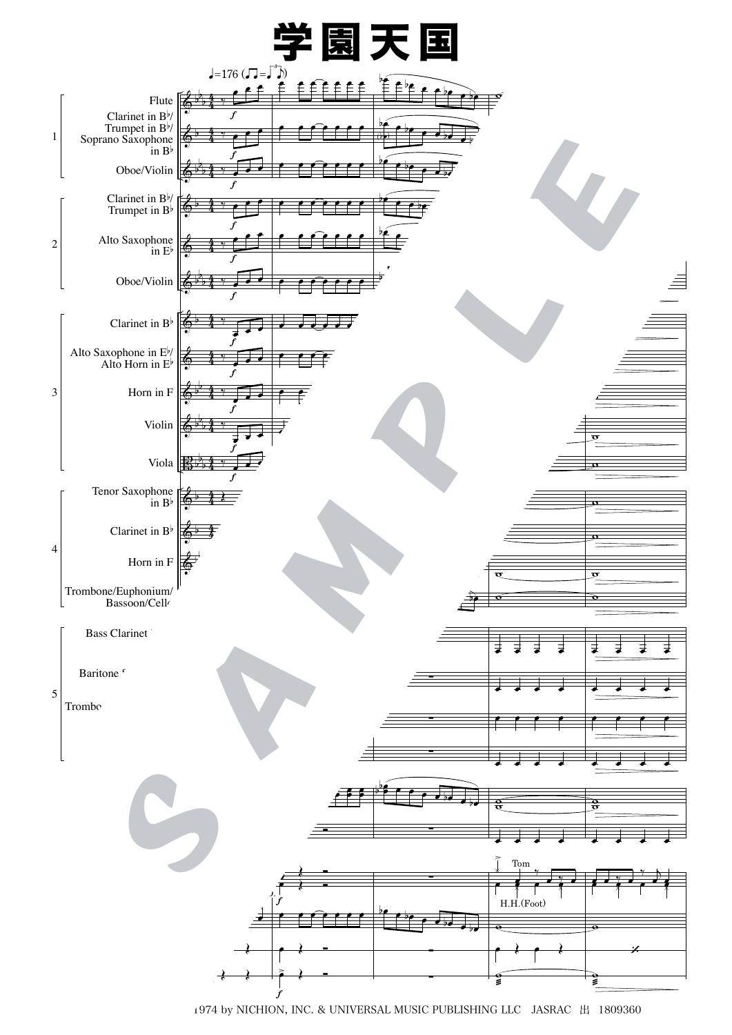# 学園天国

♩=176 (♫=♩³♪)

1 — Flute; Clarinet in B♭/Trumpet in B♭/Soprano Saxophone in B♭; Oboe/Violin

2 — Clarinet in B♭/Trumpet in B♭; Alto Saxophone in E♭; Oboe/Violin

3 — Clarinet in B♭; Alto Saxophone in E♭/Alto Horn in E♭; Horn in F; Violin; Viola

4 — Tenor Saxophone in B♭; Clarinet in B♭; Horn in F; Trombone/Euphonium/Bassoon/Cello

5 — Bass Clarinet; Baritone; Trombone

Tom

H.H.(Foot)

1974 by NICHION, INC. & UNIVERSAL MUSIC PUBLISHING LLC　JASRAC　出　1809360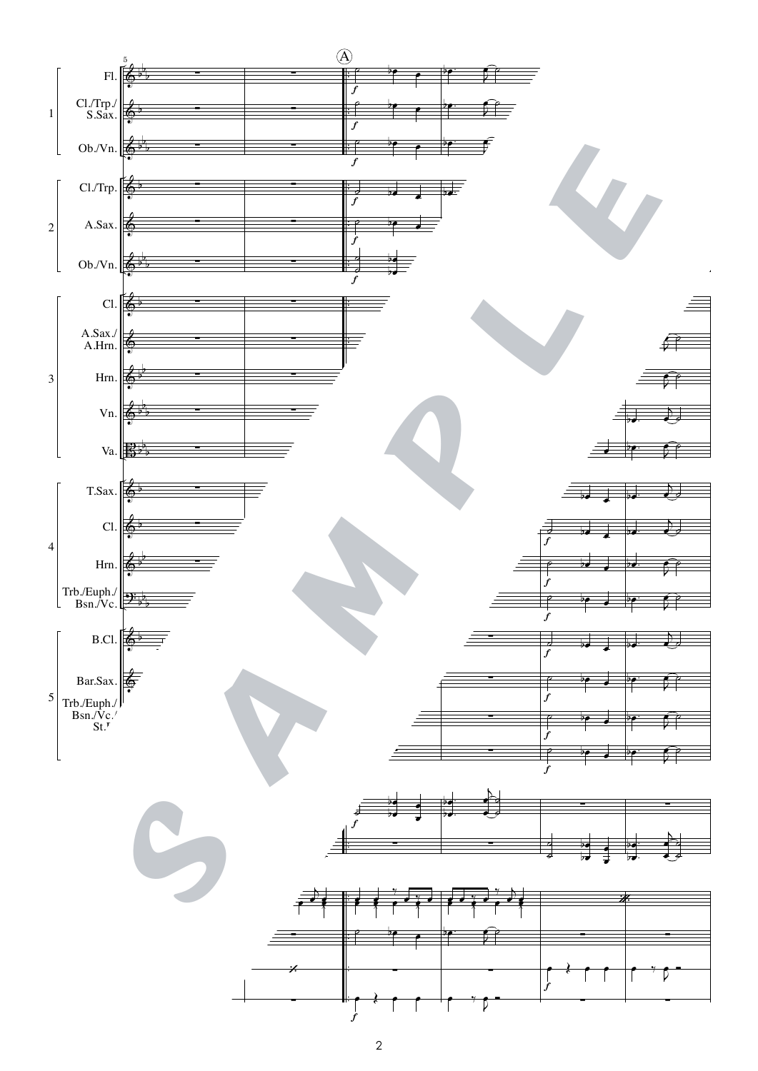Ⓐ

1
- Fl.
- Cl./Trp./S.Sax.
- Ob./Vn.

2
- Cl./Trp.
- A.Sax.
- Ob./Vn.

3
- Cl.
- A.Sax./A.Hrn.
- Hrn.
- Vn.
- Va.

4
- T.Sax.
- Cl.
- Hrn.
- Trb./Euph./Bsn./Vc.

5
- B.Cl.
- Bar.Sax.
- Trb./Euph./Bsn./Vc./St.

*f*

SAMPLE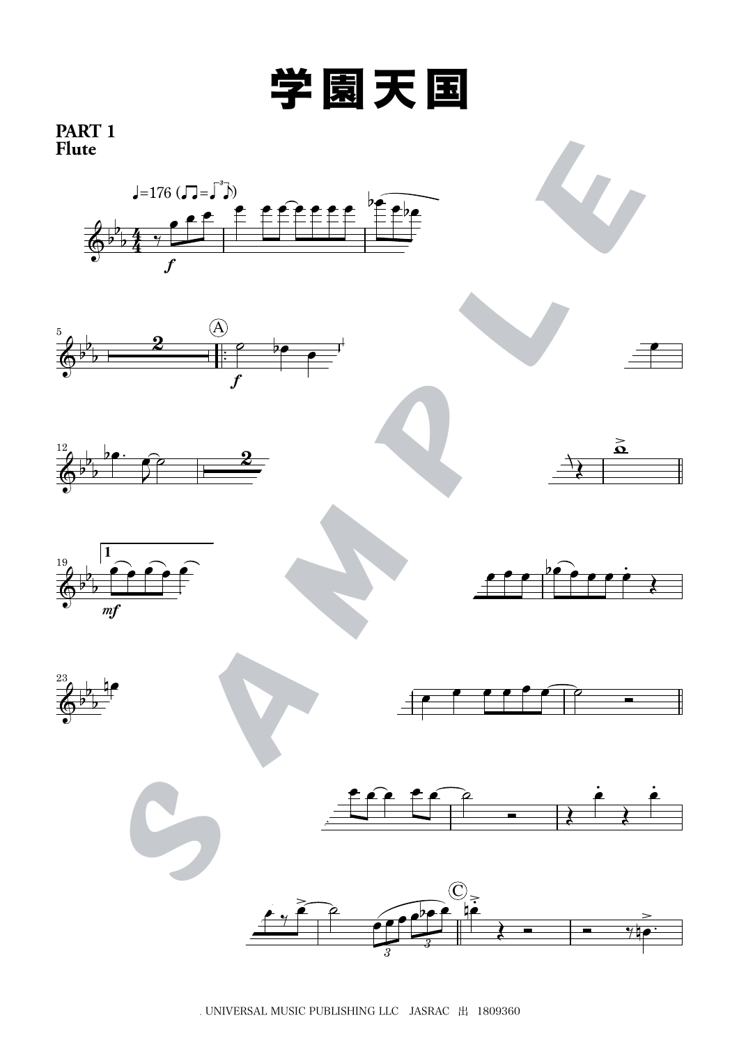# 学園天国

**PART 1**
**Flute**

♩=176

. UNIVERSAL MUSIC PUBLISHING LLC　JASRAC　出　1809360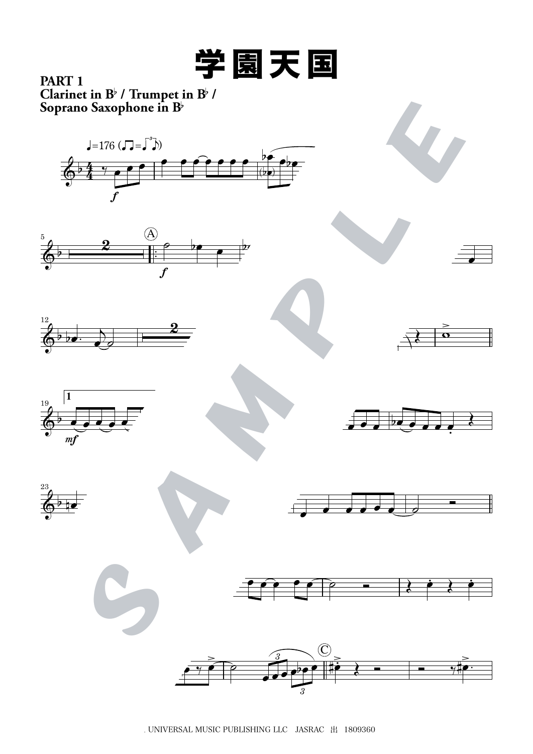# 学園天国

**PART 1**
**Clarinet in B♭ / Trumpet in B♭ / Soprano Saxophone in B♭**

. UNIVERSAL MUSIC PUBLISHING LLC　JASRAC　出　1809360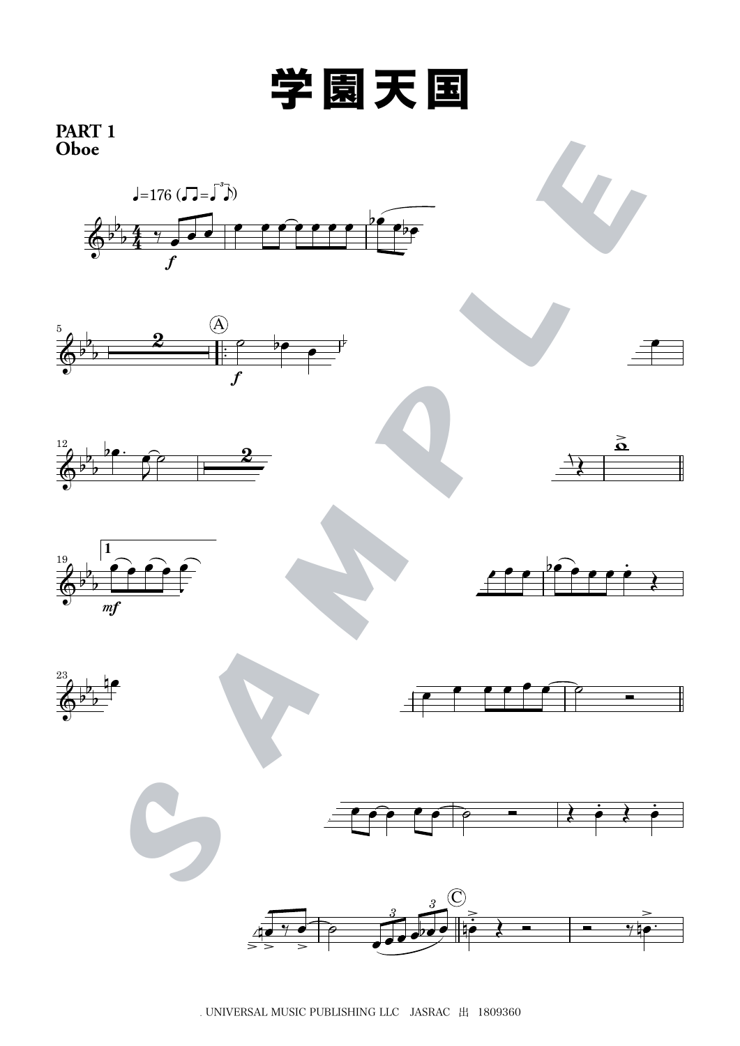# 学園天国

**PART 1**
**Oboe**

. UNIVERSAL MUSIC PUBLISHING LLC　JASRAC　出　1809360